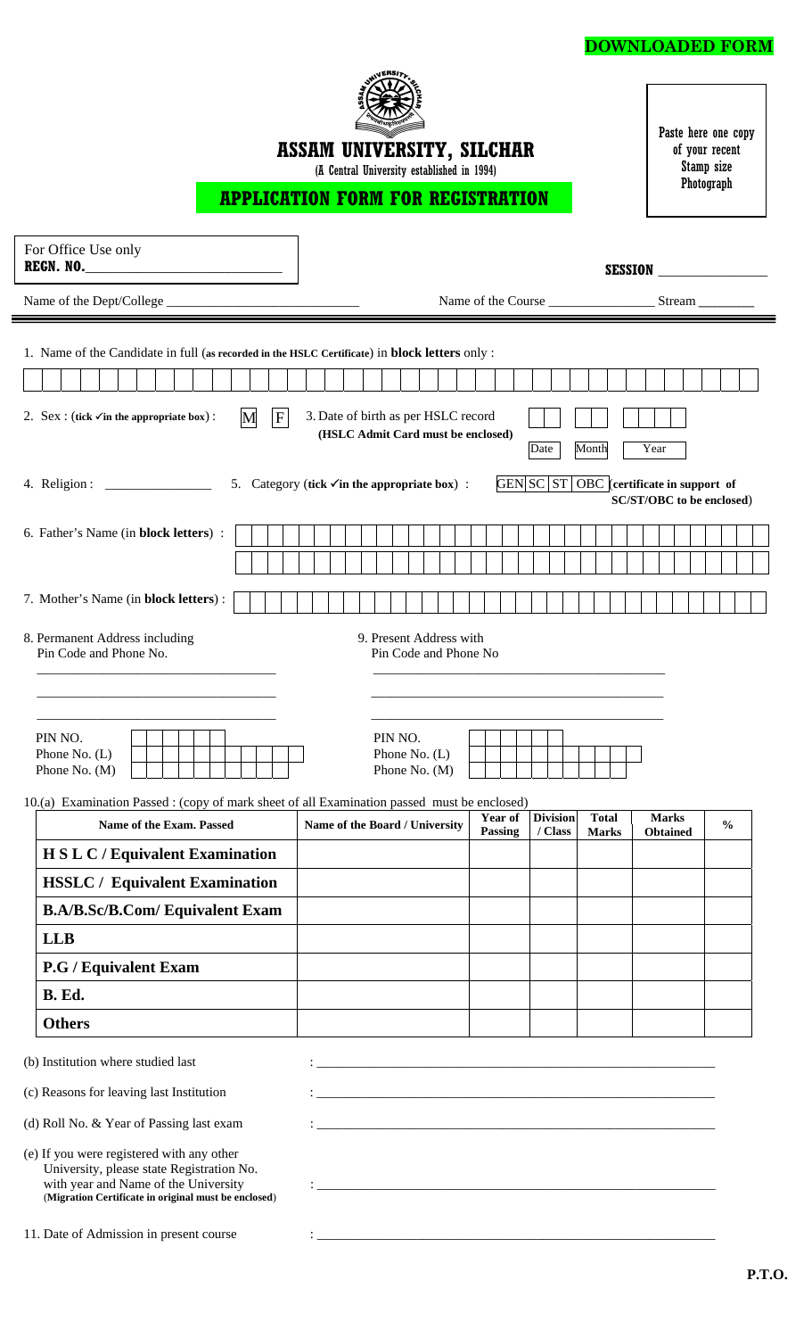**DOWNLOADED FORM**

# ASSAM UNIVERSITY, SILCHAR

(A Central University established in 1994)

## APPLICATION FORM FOR REGISTRATION

Paste here one copy of your recent Stamp size Photograph

For Office Use only
**REGN. NO.**\_\_\_\_\_\_\_\_\_\_\_\_\_\_\_\_\_\_\_\_\_\_\_\_\_\_\_\_

**SESSION** \_\_\_\_\_\_\_\_\_\_\_\_\_\_\_\_

Name of the Dept/College \_\_\_\_\_\_\_\_\_\_\_\_\_\_\_\_\_\_\_\_\_\_\_\_\_\_\_\_ Name of the Course \_\_\_\_\_\_\_\_\_\_\_\_\_\_\_\_ Stream \_\_\_\_\_\_\_\_

1. Name of the Candidate in full (**as recorded in the HSLC Certificate**) in **block letters** only :

2. Sex : (**tick ✓in the appropriate box**) : M F

3. Date of birth as per HSLC record (**HSLC Admit Card must be enclosed**) Date Month Year

4. Religion : \_\_\_\_\_\_\_\_\_\_\_\_\_\_\_\_

5. Category (**tick ✓in the appropriate box**) : GEN SC ST OBC (**certificate in support of SC/ST/OBC to be enclosed**)

6. Father's Name (in **block letters**) :

7. Mother's Name (in **block letters**) :

8. Permanent Address including Pin Code and Phone No.

\_\_\_\_\_\_\_\_\_\_\_\_\_\_\_\_\_\_\_\_\_\_\_\_\_\_\_\_\_\_\_\_\_\_\_\_

\_\_\_\_\_\_\_\_\_\_\_\_\_\_\_\_\_\_\_\_\_\_\_\_\_\_\_\_\_\_\_\_\_\_\_\_

\_\_\_\_\_\_\_\_\_\_\_\_\_\_\_\_\_\_\_\_\_\_\_\_\_\_\_\_\_\_\_\_\_\_\_\_

PIN NO.
Phone No. (L)
Phone No. (M)

9. Present Address with Pin Code and Phone No

\_\_\_\_\_\_\_\_\_\_\_\_\_\_\_\_\_\_\_\_\_\_\_\_\_\_\_\_\_\_\_\_\_\_\_\_

\_\_\_\_\_\_\_\_\_\_\_\_\_\_\_\_\_\_\_\_\_\_\_\_\_\_\_\_\_\_\_\_\_\_\_\_

\_\_\_\_\_\_\_\_\_\_\_\_\_\_\_\_\_\_\_\_\_\_\_\_\_\_\_\_\_\_\_\_\_\_\_\_

PIN NO.
Phone No. (L)
Phone No. (M)

10.(a) Examination Passed : (copy of mark sheet of all Examination passed must be enclosed)

| Name of the Exam. Passed | Name of the Board / University | Year of Passing | Division / Class | Total Marks | Marks Obtained | % |
|---|---|---|---|---|---|---|
| **H S L C / Equivalent Examination** | | | | | | |
| **HSSLC / Equivalent Examination** | | | | | | |
| **B.A/B.Sc/B.Com/ Equivalent Exam** | | | | | | |
| **LLB** | | | | | | |
| **P.G / Equivalent Exam** | | | | | | |
| **B. Ed.** | | | | | | |
| **Others** | | | | | | |

(b) Institution where studied last : \_\_\_\_\_\_\_\_\_\_\_\_\_\_\_\_\_\_\_\_\_\_\_\_\_\_\_\_\_\_\_\_\_\_\_\_

(c) Reasons for leaving last Institution : \_\_\_\_\_\_\_\_\_\_\_\_\_\_\_\_\_\_\_\_\_\_\_\_\_\_\_\_\_\_\_\_\_\_\_\_

(d) Roll No. & Year of Passing last exam : \_\_\_\_\_\_\_\_\_\_\_\_\_\_\_\_\_\_\_\_\_\_\_\_\_\_\_\_\_\_\_\_\_\_\_\_

(e) If you were registered with any other University, please state Registration No. with year and Name of the University (**Migration Certificate in original must be enclosed**) : \_\_\_\_\_\_\_\_\_\_\_\_\_\_\_\_\_\_\_\_\_\_\_\_\_\_\_\_\_\_\_\_\_\_\_\_

11. Date of Admission in present course : \_\_\_\_\_\_\_\_\_\_\_\_\_\_\_\_\_\_\_\_\_\_\_\_\_\_\_\_\_\_\_\_\_\_\_\_

**P.T.O.**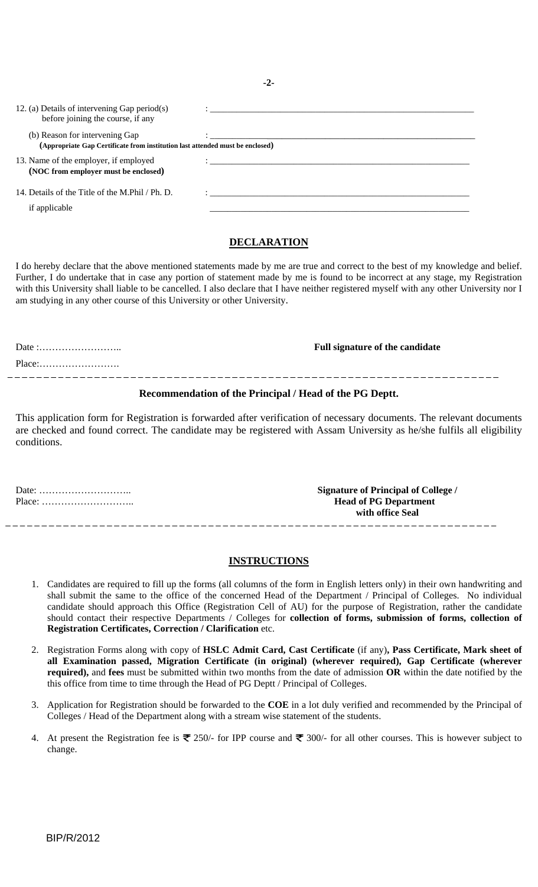12. (a) Details of intervening Gap period(s) before joining the course, if any : ____________________

(b) Reason for intervening Gap : ____________________
**(Appropriate Gap Certificate from institution last attended must be enclosed)**

13. Name of the employer, if employed : ____________________
**(NOC from employer must be enclosed)**

14. Details of the Title of the M.Phil / Ph. D. if applicable : ____________________

## DECLARATION

I do hereby declare that the above mentioned statements made by me are true and correct to the best of my knowledge and belief. Further, I do undertake that in case any portion of statement made by me is found to be incorrect at any stage, my Registration with this University shall liable to be cancelled. I also declare that I have neither registered myself with any other University nor I am studying in any other course of this University or other University.

Date :……………………..

Place:…………………….

**Full signature of the candidate**

---

### Recommendation of the Principal / Head of the PG Deptt.

This application form for Registration is forwarded after verification of necessary documents. The relevant documents are checked and found correct. The candidate may be registered with Assam University as he/she fulfils all eligibility conditions.

Date: ………………………..

Place: ………………………..

**Signature of Principal of College / Head of PG Department with office Seal**

---

## INSTRUCTIONS

1. Candidates are required to fill up the forms (all columns of the form in English letters only) in their own handwriting and shall submit the same to the office of the concerned Head of the Department / Principal of Colleges. No individual candidate should approach this Office (Registration Cell of AU) for the purpose of Registration, rather the candidate should contact their respective Departments / Colleges for **collection of forms, submission of forms, collection of Registration Certificates, Correction / Clarification** etc.

2. Registration Forms along with copy of **HSLC Admit Card, Cast Certificate** (if any)**, Pass Certificate, Mark sheet of all Examination passed, Migration Certificate (in original) (wherever required), Gap Certificate (wherever required),** and **fees** must be submitted within two months from the date of admission **OR** within the date notified by the this office from time to time through the Head of PG Deptt / Principal of Colleges.

3. Application for Registration should be forwarded to the **COE** in a lot duly verified and recommended by the Principal of Colleges / Head of the Department along with a stream wise statement of the students.

4. At present the Registration fee is ₹ 250/- for IPP course and ₹ 300/- for all other courses. This is however subject to change.

BIP/R/2012